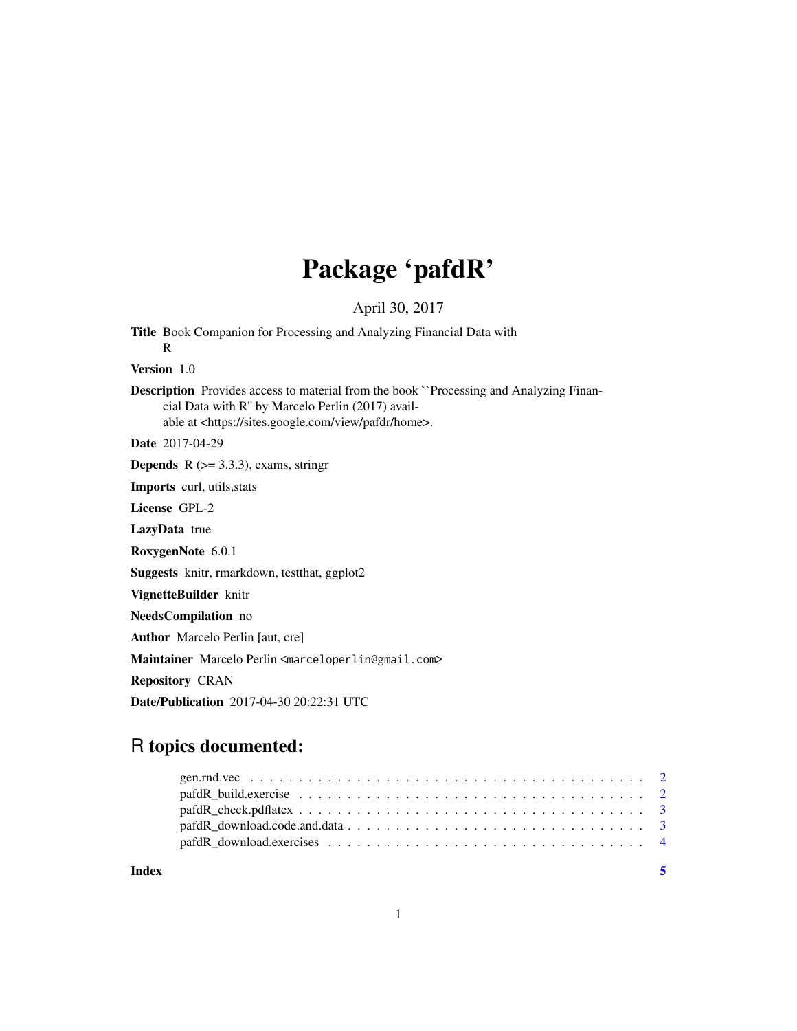# Package 'pafdR'

April 30, 2017

**Title** Book Companion for Processing and Analyzing Financial Data with R

**Version** 1.0

**Description** Provides access to material from the book ``Processing and Analyzing Financial Data with R'' by Marcelo Perlin (2017) available at <https://sites.google.com/view/pafdr/home>.

**Date** 2017-04-29

**Depends** R (>= 3.3.3), exams, stringr

**Imports** curl, utils,stats

**License** GPL-2

**LazyData** true

**RoxygenNote** 6.0.1

**Suggests** knitr, rmarkdown, testthat, ggplot2

**VignetteBuilder** knitr

**NeedsCompilation** no

**Author** Marcelo Perlin [aut, cre]

**Maintainer** Marcelo Perlin <marceloperlin@gmail.com>

**Repository** CRAN

**Date/Publication** 2017-04-30 20:22:31 UTC

## R topics documented:

- gen.rnd.vec . . . . . . . . . . . . . . . . . . . . . . . . . . . . . . . . . . . . . . . 2
- pafdR_build.exercise . . . . . . . . . . . . . . . . . . . . . . . . . . . . . . . . . . 2
- pafdR_check.pdflatex . . . . . . . . . . . . . . . . . . . . . . . . . . . . . . . . . 3
- pafdR_download.code.and.data . . . . . . . . . . . . . . . . . . . . . . . . . . . . 3
- pafdR_download.exercises . . . . . . . . . . . . . . . . . . . . . . . . . . . . . . . 4

**Index** 5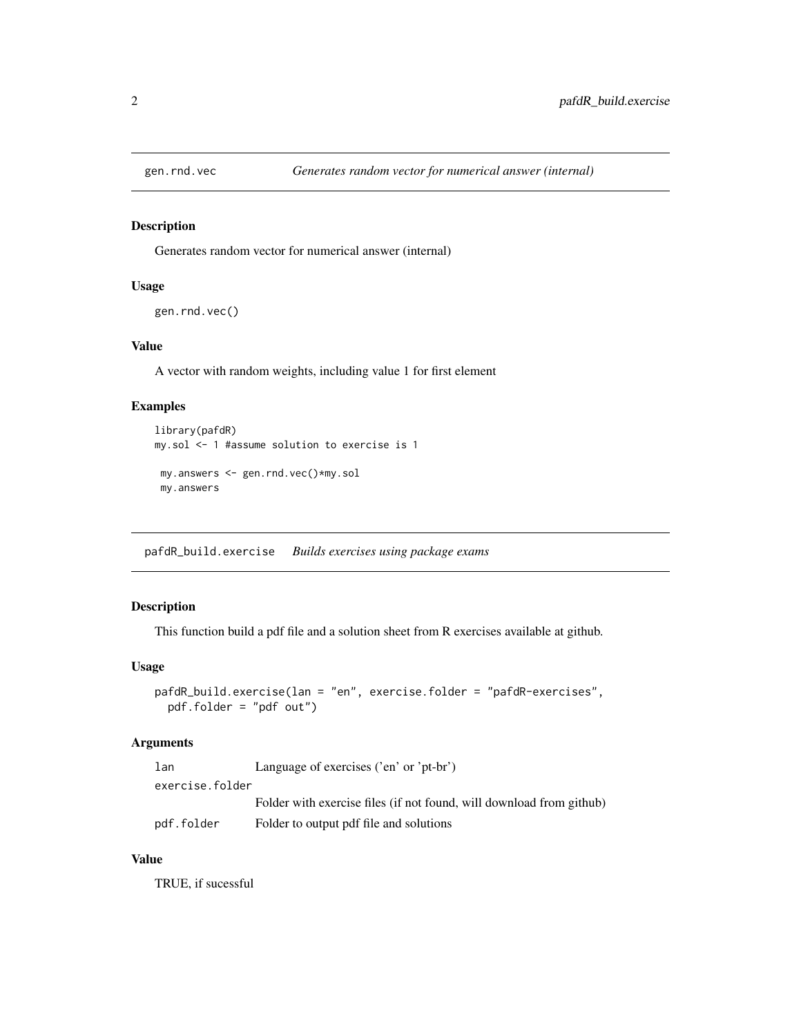## gen.rnd.vec — *Generates random vector for numerical answer (internal)*

### Description

Generates random vector for numerical answer (internal)

### Usage

```
gen.rnd.vec()
```

### Value

A vector with random weights, including value 1 for first element

### Examples

```
library(pafdR)
my.sol <- 1 #assume solution to exercise is 1

 my.answers <- gen.rnd.vec()*my.sol
 my.answers
```

## pafdR_build.exercise — *Builds exercises using package exams*

### Description

This function build a pdf file and a solution sheet from R exercises available at github.

### Usage

```
pafdR_build.exercise(lan = "en", exercise.folder = "pafdR-exercises",
  pdf.folder = "pdf out")
```

### Arguments

| | |
|---|---|
| lan | Language of exercises ('en' or 'pt-br') |
| exercise.folder | Folder with exercise files (if not found, will download from github) |
| pdf.folder | Folder to output pdf file and solutions |

### Value

TRUE, if sucessful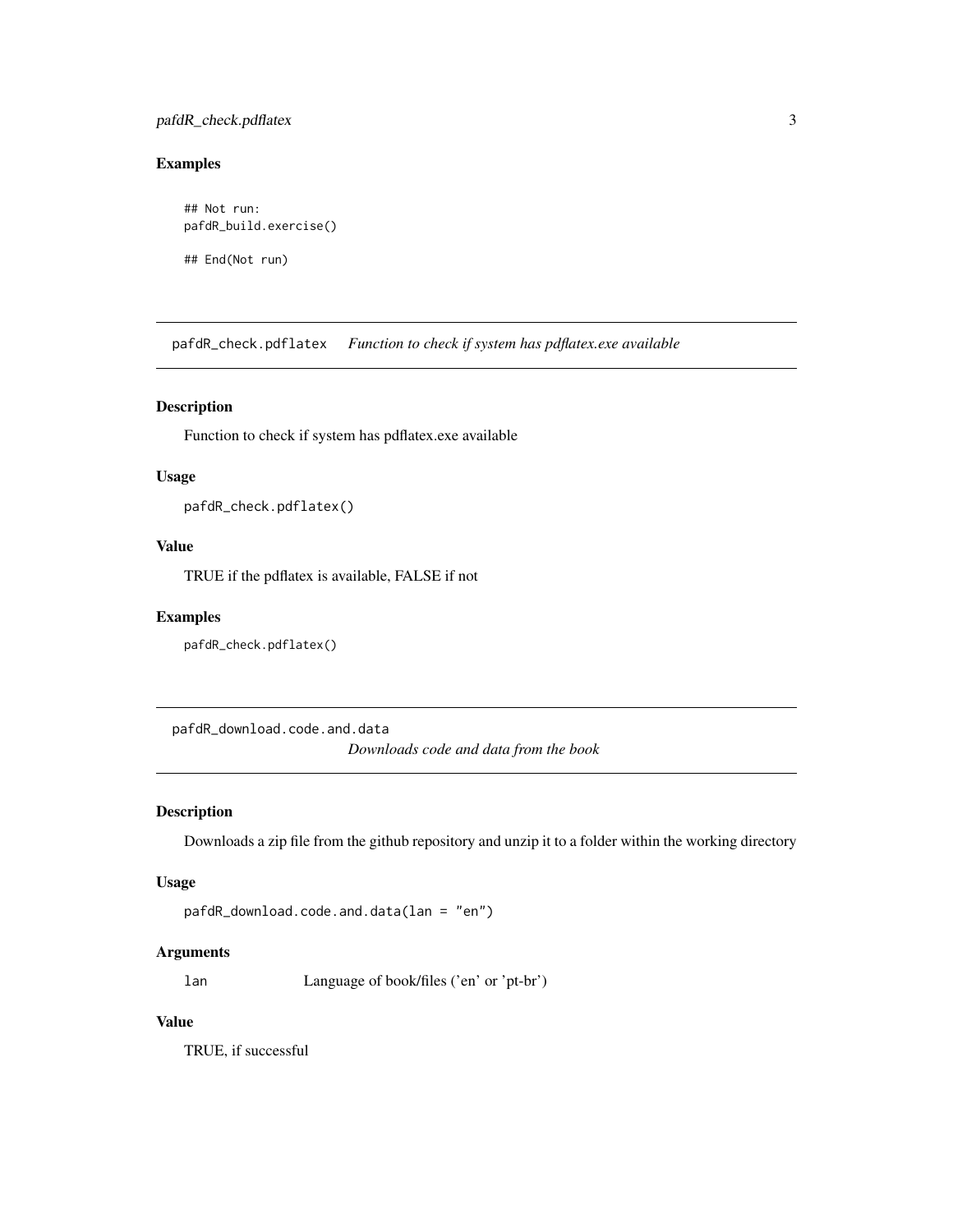### Examples

```
## Not run:
pafdR_build.exercise()

## End(Not run)
```

---

## pafdR_check.pdflatex *Function to check if system has pdflatex.exe available*

---

### Description

Function to check if system has pdflatex.exe available

### Usage

```
pafdR_check.pdflatex()
```

### Value

TRUE if the pdflatex is available, FALSE if not

### Examples

```
pafdR_check.pdflatex()
```

---

## pafdR_download.code.and.data *Downloads code and data from the book*

---

### Description

Downloads a zip file from the github repository and unzip it to a folder within the working directory

### Usage

```
pafdR_download.code.and.data(lan = "en")
```

### Arguments

| | |
|---|---|
| lan | Language of book/files ('en' or 'pt-br') |

### Value

TRUE, if successful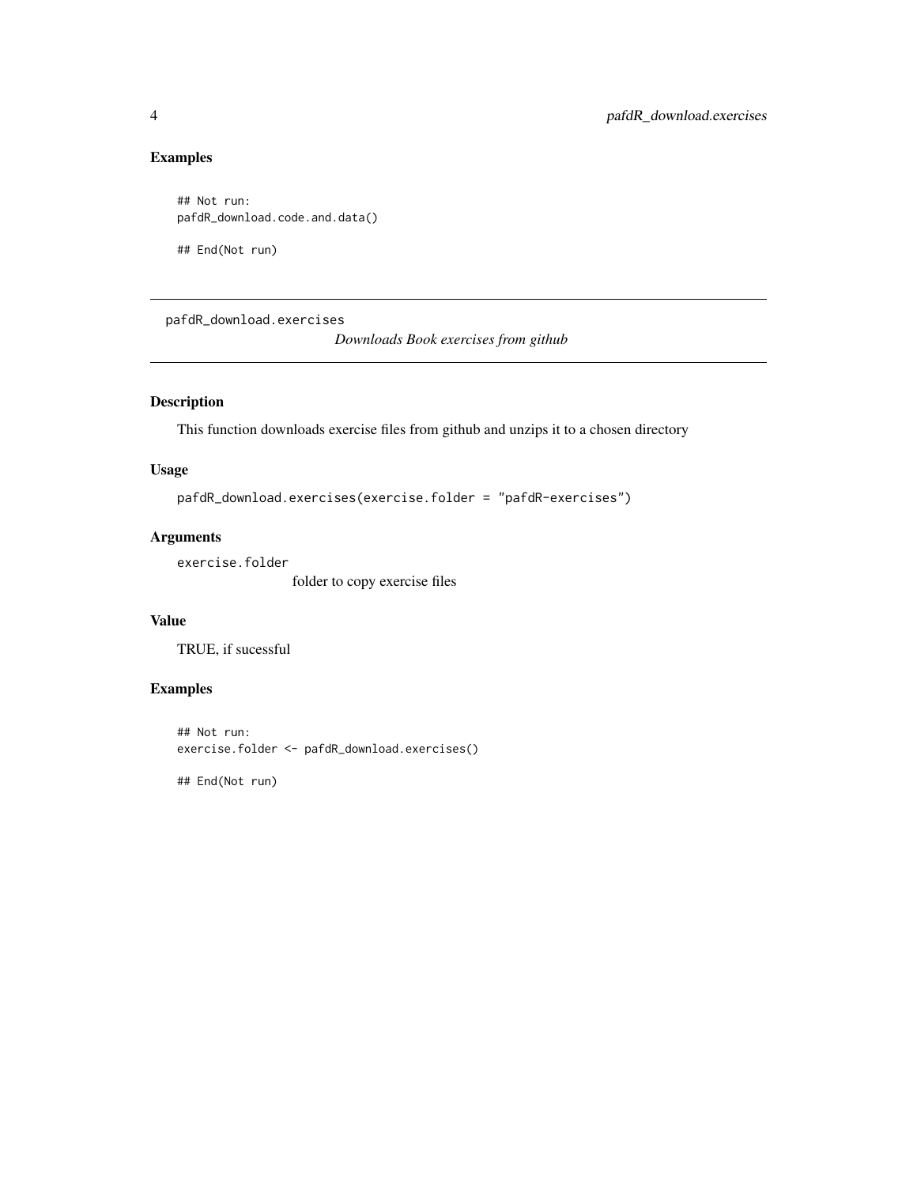### Examples

```
## Not run:
pafdR_download.code.and.data()

## End(Not run)
```

---

## pafdR_download.exercises

*Downloads Book exercises from github*

---

### Description

This function downloads exercise files from github and unzips it to a chosen directory

### Usage

```
pafdR_download.exercises(exercise.folder = "pafdR-exercises")
```

### Arguments

`exercise.folder`
folder to copy exercise files

### Value

TRUE, if sucessful

### Examples

```
## Not run:
exercise.folder <- pafdR_download.exercises()

## End(Not run)
```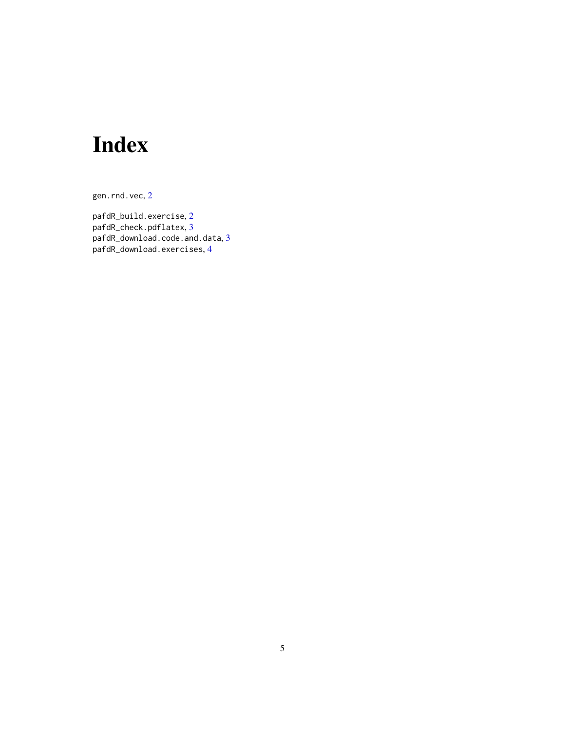# Index

gen.rnd.vec, 2

pafdR_build.exercise, 2
pafdR_check.pdflatex, 3
pafdR_download.code.and.data, 3
pafdR_download.exercises, 4